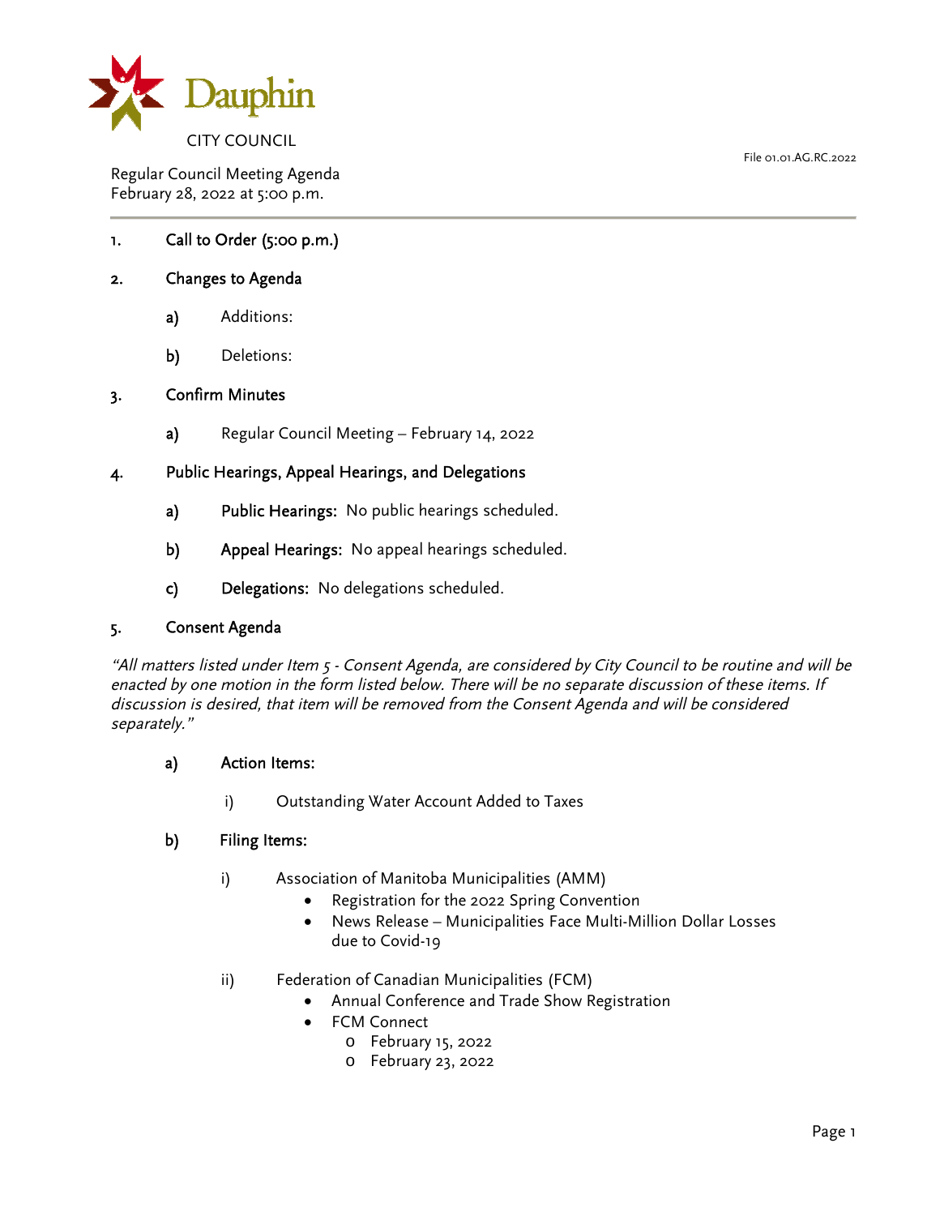Dauphin

CITY COUNCIL

File 01.01.AG.RC.2022

Regular Council Meeting Agenda
February 28, 2022 at 5:00 p.m.

---

1. **Call to Order (5:00 p.m.)**

2. **Changes to Agenda**

   a) Additions:

   b) Deletions:

3. **Confirm Minutes**

   a) Regular Council Meeting – February 14, 2022

4. **Public Hearings, Appeal Hearings, and Delegations**

   a) **Public Hearings:** No public hearings scheduled.

   b) **Appeal Hearings:** No appeal hearings scheduled.

   c) **Delegations:** No delegations scheduled.

5. **Consent Agenda**

*"All matters listed under Item 5 - Consent Agenda, are considered by City Council to be routine and will be enacted by one motion in the form listed below. There will be no separate discussion of these items. If discussion is desired, that item will be removed from the Consent Agenda and will be considered separately."*

   a) **Action Items:**

      i) Outstanding Water Account Added to Taxes

   b) **Filing Items:**

      i) Association of Manitoba Municipalities (AMM)
         - Registration for the 2022 Spring Convention
         - News Release – Municipalities Face Multi-Million Dollar Losses due to Covid-19

      ii) Federation of Canadian Municipalities (FCM)
         - Annual Conference and Trade Show Registration
         - FCM Connect
            - February 15, 2022
            - February 23, 2022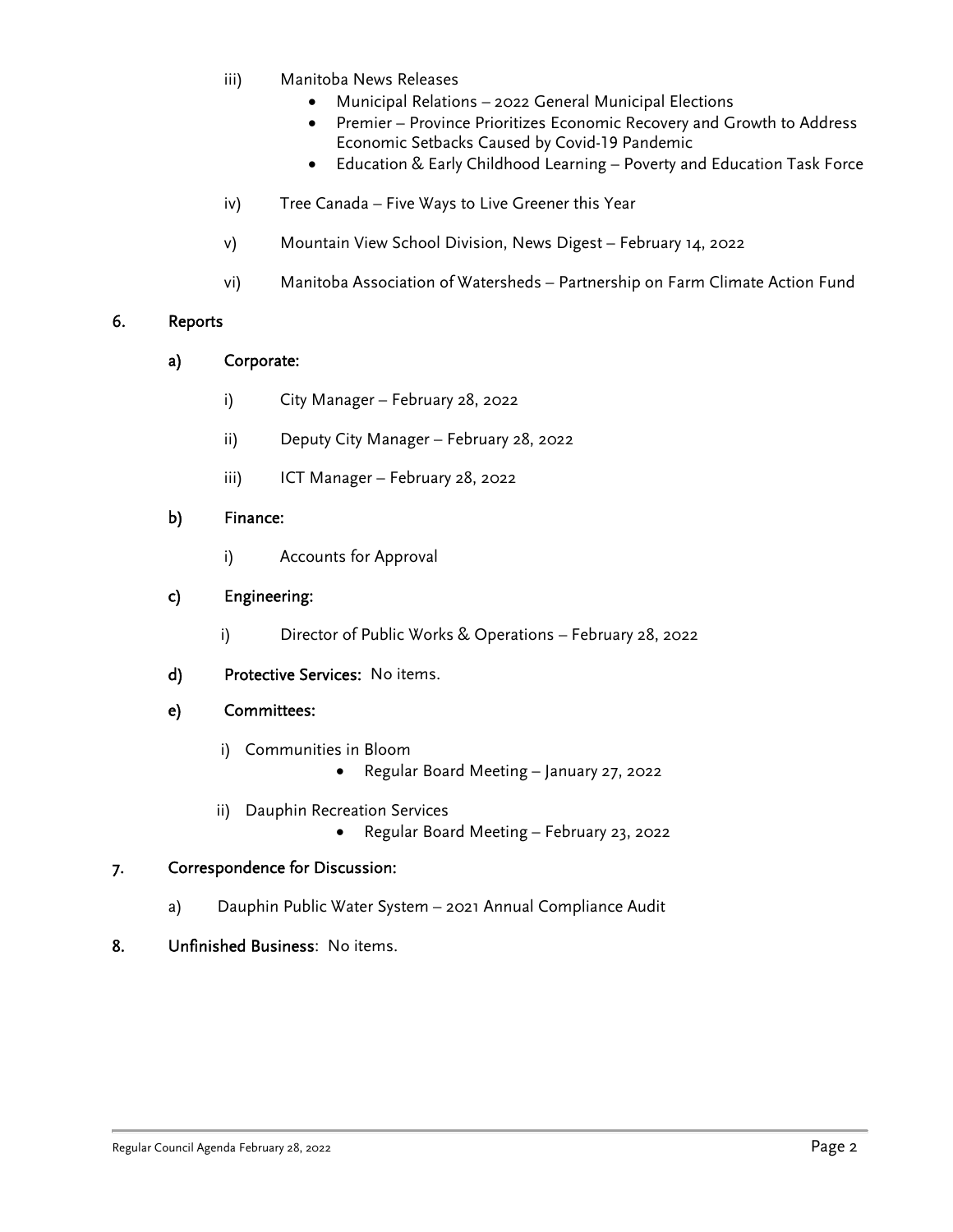- iii) Manitoba News Releases
    - Municipal Relations – 2022 General Municipal Elections
    - Premier – Province Prioritizes Economic Recovery and Growth to Address Economic Setbacks Caused by Covid-19 Pandemic
    - Education & Early Childhood Learning – Poverty and Education Task Force
- iv) Tree Canada – Five Ways to Live Greener this Year
- v) Mountain View School Division, News Digest – February 14, 2022
- vi) Manitoba Association of Watersheds – Partnership on Farm Climate Action Fund

**6. Reports**

**a) Corporate:**

- i) City Manager – February 28, 2022
- ii) Deputy City Manager – February 28, 2022
- iii) ICT Manager – February 28, 2022

**b) Finance:**

- i) Accounts for Approval

**c) Engineering:**

- i) Director of Public Works & Operations – February 28, 2022

**d) Protective Services:** No items.

**e) Committees:**

- i) Communities in Bloom
    - Regular Board Meeting – January 27, 2022
- ii) Dauphin Recreation Services
    - Regular Board Meeting – February 23, 2022

**7. Correspondence for Discussion:**

- a) Dauphin Public Water System – 2021 Annual Compliance Audit

**8. Unfinished Business**: No items.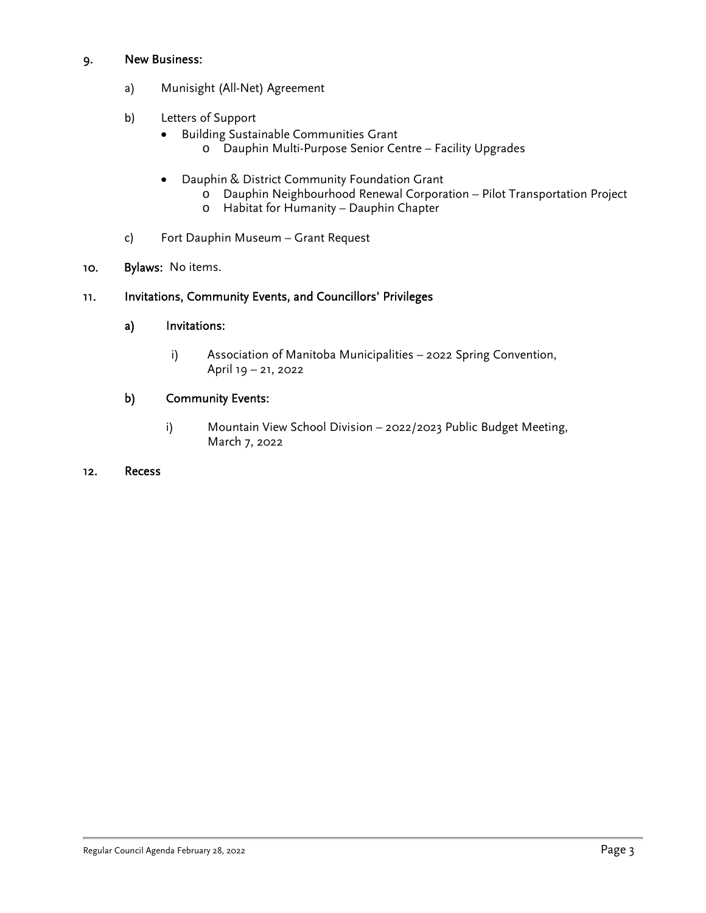9. **New Business:**

   a) Munisight (All-Net) Agreement

   b) Letters of Support
      - Building Sustainable Communities Grant
        - Dauphin Multi-Purpose Senior Centre – Facility Upgrades
      - Dauphin & District Community Foundation Grant
        - Dauphin Neighbourhood Renewal Corporation – Pilot Transportation Project
        - Habitat for Humanity – Dauphin Chapter

   c) Fort Dauphin Museum – Grant Request

10. **Bylaws:** No items.

11. **Invitations, Community Events, and Councillors' Privileges**

    **a) Invitations:**

       i) Association of Manitoba Municipalities – 2022 Spring Convention, April 19 – 21, 2022

    **b) Community Events:**

       i) Mountain View School Division – 2022/2023 Public Budget Meeting, March 7, 2022

12. **Recess**